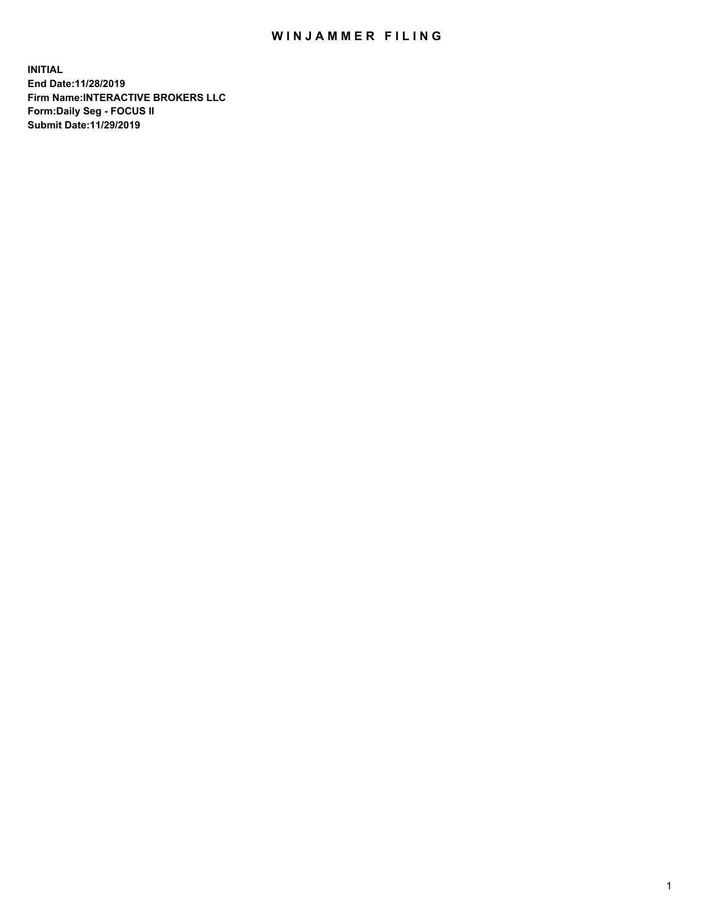# WINJAMMER FILING

**INITIAL**
**End Date:11/28/2019**
**Firm Name:INTERACTIVE BROKERS LLC**
**Form:Daily Seg - FOCUS II**
**Submit Date:11/29/2019**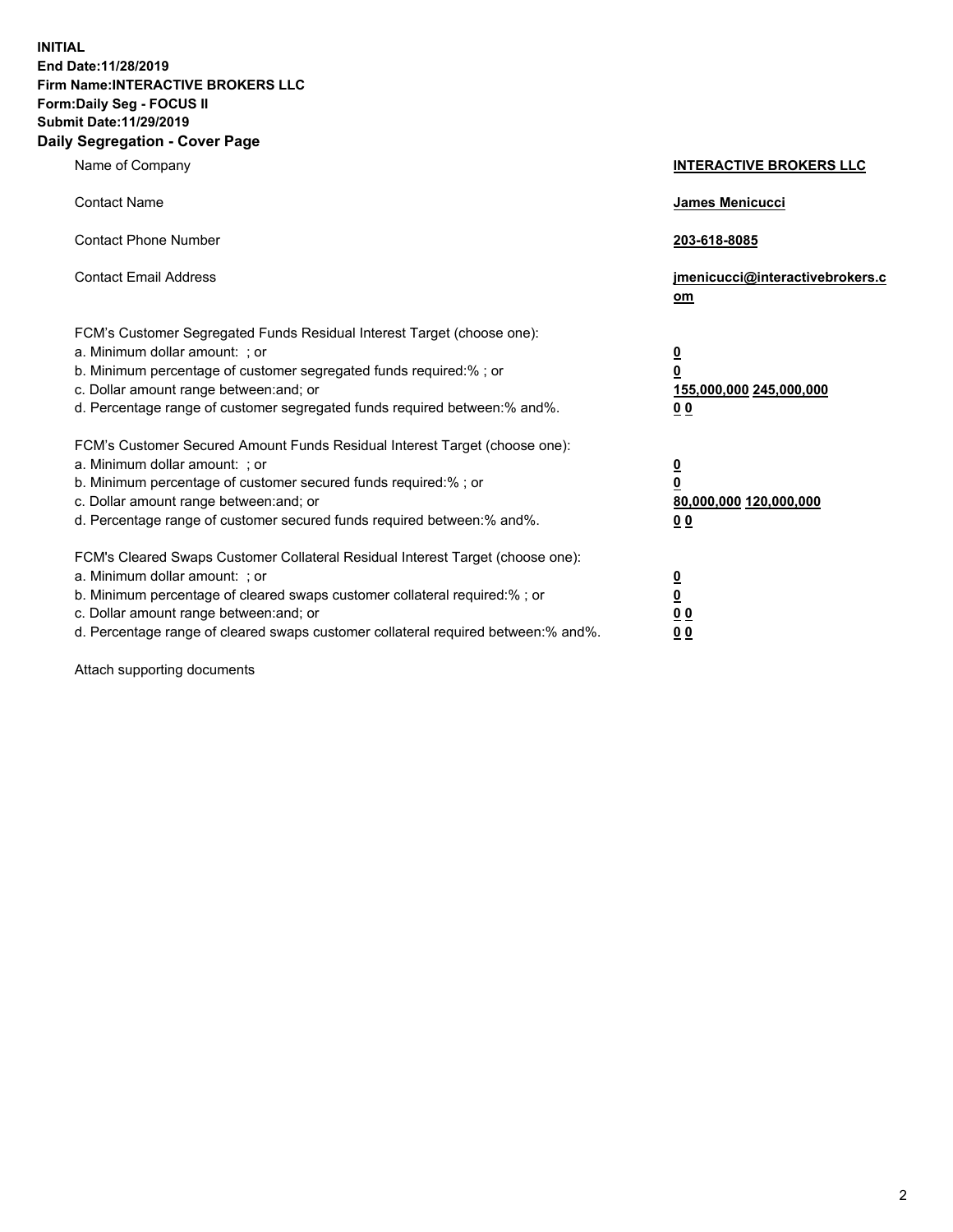**INITIAL**
**End Date:11/28/2019**
**Firm Name:INTERACTIVE BROKERS LLC**
**Form:Daily Seg - FOCUS II**
**Submit Date:11/29/2019**
**Daily Segregation - Cover Page**

| | |
|---|---|
| Name of Company | **INTERACTIVE BROKERS LLC** |
| Contact Name | **James Menicucci** |
| Contact Phone Number | **203-618-8085** |
| Contact Email Address | **jmenicucci@interactivebrokers.com** |

FCM's Customer Segregated Funds Residual Interest Target (choose one):

| | |
|---|---|
| a. Minimum dollar amount: ; or | **0** |
| b. Minimum percentage of customer segregated funds required:% ; or | **0** |
| c. Dollar amount range between:and; or | **155,000,000 245,000,000** |
| d. Percentage range of customer segregated funds required between:% and%. | **0 0** |

FCM's Customer Secured Amount Funds Residual Interest Target (choose one):

| | |
|---|---|
| a. Minimum dollar amount: ; or | **0** |
| b. Minimum percentage of customer secured funds required:% ; or | **0** |
| c. Dollar amount range between:and; or | **80,000,000 120,000,000** |
| d. Percentage range of customer secured funds required between:% and%. | **0 0** |

FCM's Cleared Swaps Customer Collateral Residual Interest Target (choose one):

| | |
|---|---|
| a. Minimum dollar amount: ; or | **0** |
| b. Minimum percentage of cleared swaps customer collateral required:% ; or | **0** |
| c. Dollar amount range between:and; or | **0 0** |
| d. Percentage range of cleared swaps customer collateral required between:% and%. | **0 0** |

Attach supporting documents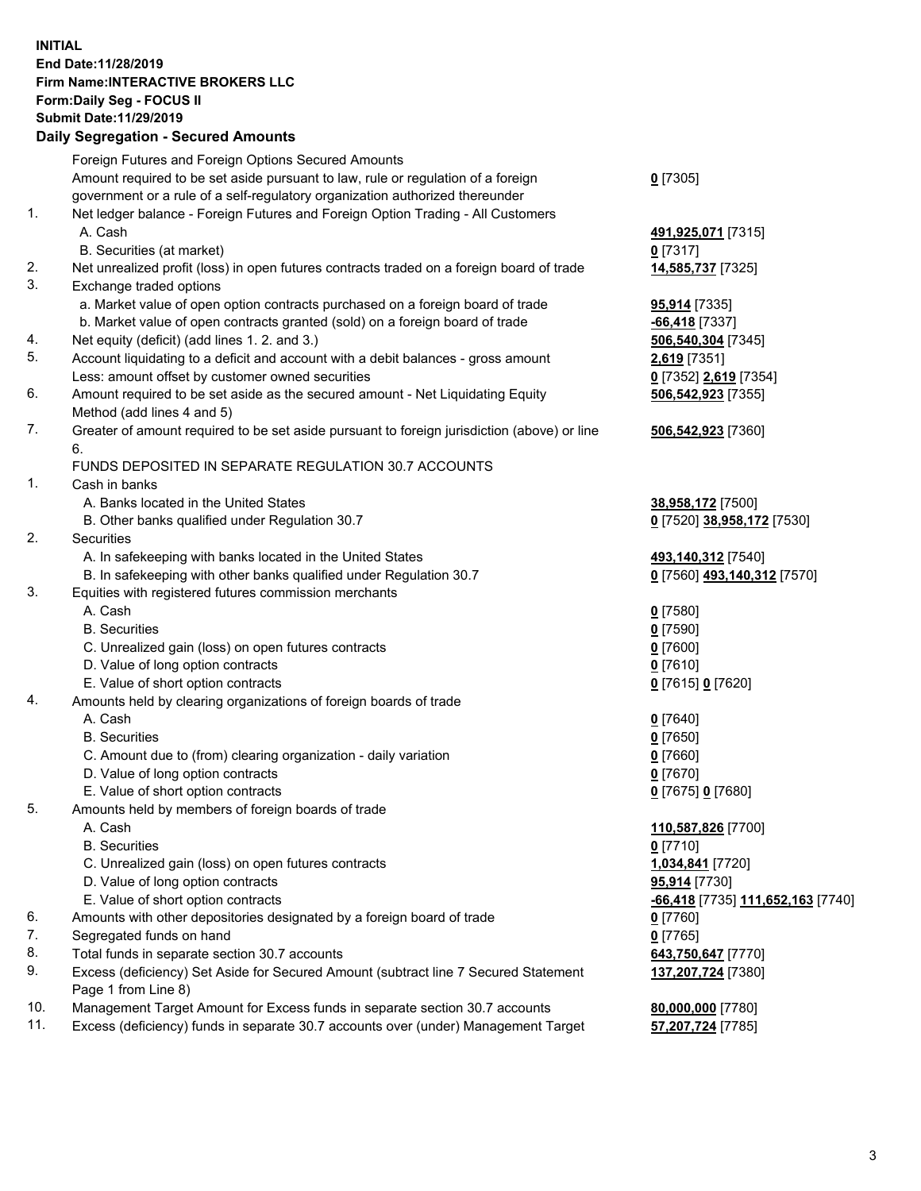**INITIAL**
**End Date:11/28/2019**
**Firm Name:INTERACTIVE BROKERS LLC**
**Form:Daily Seg - FOCUS II**
**Submit Date:11/29/2019**

## Daily Segregation - Secured Amounts

| | | |
|---|---|---|
| | Foreign Futures and Foreign Options Secured Amounts | |
| | Amount required to be set aside pursuant to law, rule or regulation of a foreign government or a rule of a self-regulatory organization authorized thereunder | **0** [7305] |
| 1. | Net ledger balance - Foreign Futures and Foreign Option Trading - All Customers | |
| | A. Cash | **491,925,071** [7315] |
| | B. Securities (at market) | **0** [7317] |
| 2. | Net unrealized profit (loss) in open futures contracts traded on a foreign board of trade | **14,585,737** [7325] |
| 3. | Exchange traded options | |
| | a. Market value of open option contracts purchased on a foreign board of trade | **95,914** [7335] |
| | b. Market value of open contracts granted (sold) on a foreign board of trade | **-66,418** [7337] |
| 4. | Net equity (deficit) (add lines 1. 2. and 3.) | **506,540,304** [7345] |
| 5. | Account liquidating to a deficit and account with a debit balances - gross amount | **2,619** [7351] |
| | Less: amount offset by customer owned securities | **0** [7352] **2,619** [7354] |
| 6. | Amount required to be set aside as the secured amount - Net Liquidating Equity Method (add lines 4 and 5) | **506,542,923** [7355] |
| 7. | Greater of amount required to be set aside pursuant to foreign jurisdiction (above) or line 6. | **506,542,923** [7360] |
| | FUNDS DEPOSITED IN SEPARATE REGULATION 30.7 ACCOUNTS | |
| 1. | Cash in banks | |
| | A. Banks located in the United States | **38,958,172** [7500] |
| | B. Other banks qualified under Regulation 30.7 | **0** [7520] **38,958,172** [7530] |
| 2. | Securities | |
| | A. In safekeeping with banks located in the United States | **493,140,312** [7540] |
| | B. In safekeeping with other banks qualified under Regulation 30.7 | **0** [7560] **493,140,312** [7570] |
| 3. | Equities with registered futures commission merchants | |
| | A. Cash | **0** [7580] |
| | B. Securities | **0** [7590] |
| | C. Unrealized gain (loss) on open futures contracts | **0** [7600] |
| | D. Value of long option contracts | **0** [7610] |
| | E. Value of short option contracts | **0** [7615] **0** [7620] |
| 4. | Amounts held by clearing organizations of foreign boards of trade | |
| | A. Cash | **0** [7640] |
| | B. Securities | **0** [7650] |
| | C. Amount due to (from) clearing organization - daily variation | **0** [7660] |
| | D. Value of long option contracts | **0** [7670] |
| | E. Value of short option contracts | **0** [7675] **0** [7680] |
| 5. | Amounts held by members of foreign boards of trade | |
| | A. Cash | **110,587,826** [7700] |
| | B. Securities | **0** [7710] |
| | C. Unrealized gain (loss) on open futures contracts | **1,034,841** [7720] |
| | D. Value of long option contracts | **95,914** [7730] |
| | E. Value of short option contracts | **-66,418** [7735] **111,652,163** [7740] |
| 6. | Amounts with other depositories designated by a foreign board of trade | **0** [7760] |
| 7. | Segregated funds on hand | **0** [7765] |
| 8. | Total funds in separate section 30.7 accounts | **643,750,647** [7770] |
| 9. | Excess (deficiency) Set Aside for Secured Amount (subtract line 7 Secured Statement Page 1 from Line 8) | **137,207,724** [7380] |
| 10. | Management Target Amount for Excess funds in separate section 30.7 accounts | **80,000,000** [7780] |
| 11. | Excess (deficiency) funds in separate 30.7 accounts over (under) Management Target | **57,207,724** [7785] |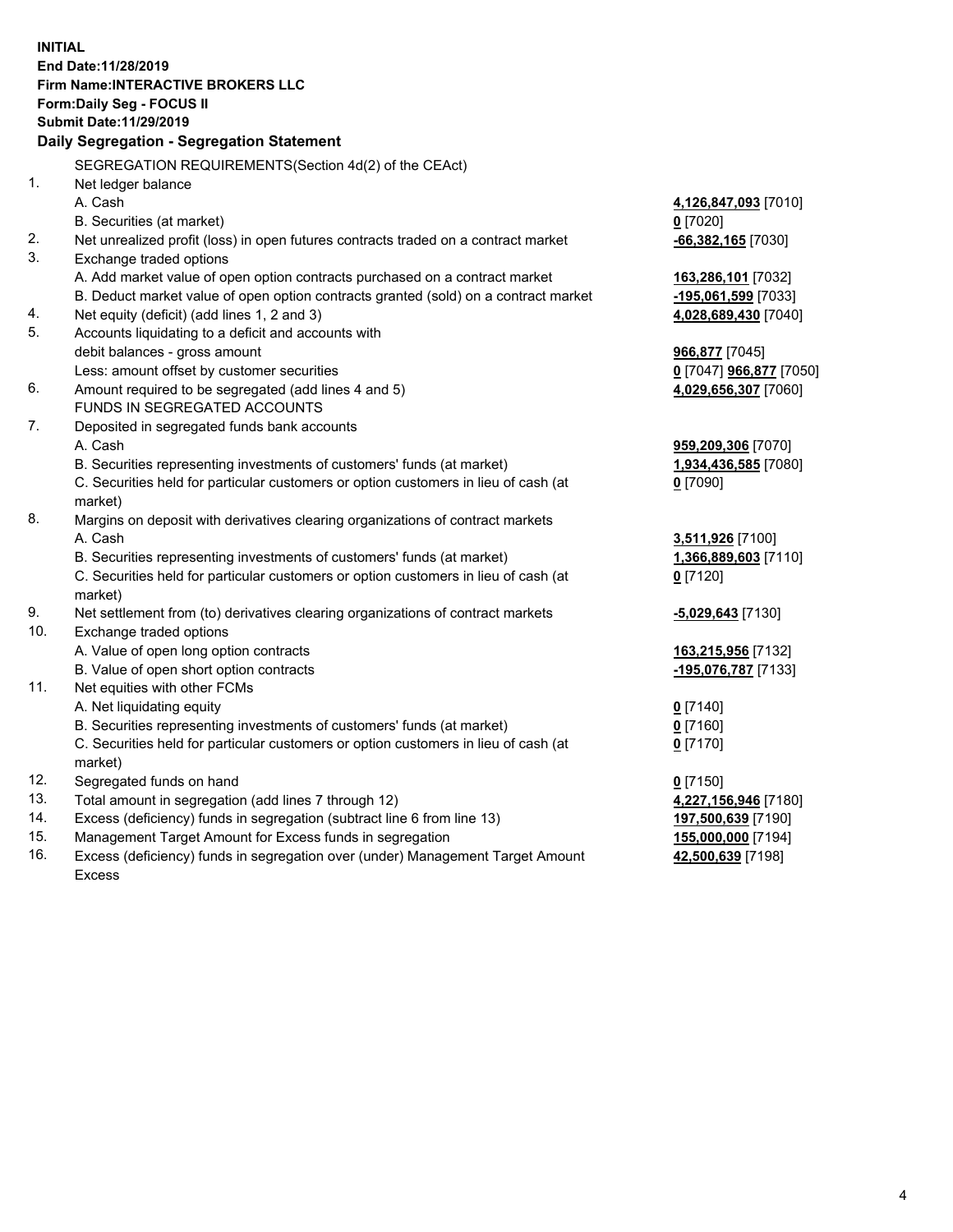**INITIAL**
**End Date:11/28/2019**
**Firm Name:INTERACTIVE BROKERS LLC**
**Form:Daily Seg - FOCUS II**
**Submit Date:11/29/2019**

## Daily Segregation - Segregation Statement

| | | |
|---|---|---|
| | SEGREGATION REQUIREMENTS(Section 4d(2) of the CEAct) | |
| 1. | Net ledger balance | |
| | A. Cash | **4,126,847,093** [7010] |
| | B. Securities (at market) | **0** [7020] |
| 2. | Net unrealized profit (loss) in open futures contracts traded on a contract market | **-66,382,165** [7030] |
| 3. | Exchange traded options | |
| | A. Add market value of open option contracts purchased on a contract market | **163,286,101** [7032] |
| | B. Deduct market value of open option contracts granted (sold) on a contract market | **-195,061,599** [7033] |
| 4. | Net equity (deficit) (add lines 1, 2 and 3) | **4,028,689,430** [7040] |
| 5. | Accounts liquidating to a deficit and accounts with | |
| | debit balances - gross amount | **966,877** [7045] |
| | Less: amount offset by customer securities | **0** [7047] **966,877** [7050] |
| 6. | Amount required to be segregated (add lines 4 and 5) | **4,029,656,307** [7060] |
| | FUNDS IN SEGREGATED ACCOUNTS | |
| 7. | Deposited in segregated funds bank accounts | |
| | A. Cash | **959,209,306** [7070] |
| | B. Securities representing investments of customers' funds (at market) | **1,934,436,585** [7080] |
| | C. Securities held for particular customers or option customers in lieu of cash (at market) | **0** [7090] |
| 8. | Margins on deposit with derivatives clearing organizations of contract markets | |
| | A. Cash | **3,511,926** [7100] |
| | B. Securities representing investments of customers' funds (at market) | **1,366,889,603** [7110] |
| | C. Securities held for particular customers or option customers in lieu of cash (at market) | **0** [7120] |
| 9. | Net settlement from (to) derivatives clearing organizations of contract markets | **-5,029,643** [7130] |
| 10. | Exchange traded options | |
| | A. Value of open long option contracts | **163,215,956** [7132] |
| | B. Value of open short option contracts | **-195,076,787** [7133] |
| 11. | Net equities with other FCMs | |
| | A. Net liquidating equity | **0** [7140] |
| | B. Securities representing investments of customers' funds (at market) | **0** [7160] |
| | C. Securities held for particular customers or option customers in lieu of cash (at market) | **0** [7170] |
| 12. | Segregated funds on hand | **0** [7150] |
| 13. | Total amount in segregation (add lines 7 through 12) | **4,227,156,946** [7180] |
| 14. | Excess (deficiency) funds in segregation (subtract line 6 from line 13) | **197,500,639** [7190] |
| 15. | Management Target Amount for Excess funds in segregation | **155,000,000** [7194] |
| 16. | Excess (deficiency) funds in segregation over (under) Management Target Amount Excess | **42,500,639** [7198] |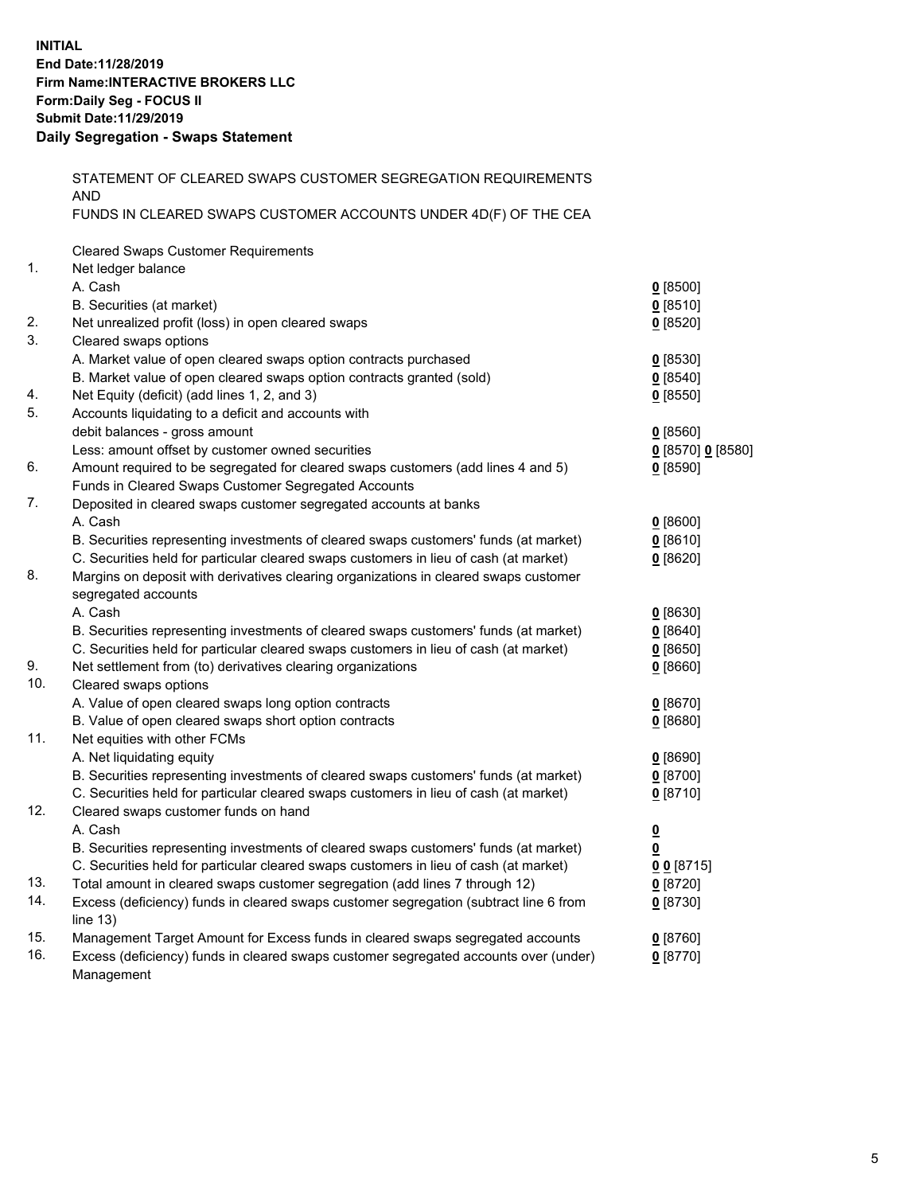**INITIAL**
**End Date:11/28/2019**
**Firm Name:INTERACTIVE BROKERS LLC**
**Form:Daily Seg - FOCUS II**
**Submit Date:11/29/2019**
**Daily Segregation - Swaps Statement**

STATEMENT OF CLEARED SWAPS CUSTOMER SEGREGATION REQUIREMENTS AND FUNDS IN CLEARED SWAPS CUSTOMER ACCOUNTS UNDER 4D(F) OF THE CEA

| | | |
|---|---|---|
| | Cleared Swaps Customer Requirements | |
| 1. | Net ledger balance | |
| | A. Cash | **0** [8500] |
| | B. Securities (at market) | **0** [8510] |
| 2. | Net unrealized profit (loss) in open cleared swaps | **0** [8520] |
| 3. | Cleared swaps options | |
| | A. Market value of open cleared swaps option contracts purchased | **0** [8530] |
| | B. Market value of open cleared swaps option contracts granted (sold) | **0** [8540] |
| 4. | Net Equity (deficit) (add lines 1, 2, and 3) | **0** [8550] |
| 5. | Accounts liquidating to a deficit and accounts with | |
| | debit balances - gross amount | **0** [8560] |
| | Less: amount offset by customer owned securities | **0** [8570] **0** [8580] |
| 6. | Amount required to be segregated for cleared swaps customers (add lines 4 and 5) | **0** [8590] |
| | Funds in Cleared Swaps Customer Segregated Accounts | |
| 7. | Deposited in cleared swaps customer segregated accounts at banks | |
| | A. Cash | **0** [8600] |
| | B. Securities representing investments of cleared swaps customers' funds (at market) | **0** [8610] |
| | C. Securities held for particular cleared swaps customers in lieu of cash (at market) | **0** [8620] |
| 8. | Margins on deposit with derivatives clearing organizations in cleared swaps customer segregated accounts | |
| | A. Cash | **0** [8630] |
| | B. Securities representing investments of cleared swaps customers' funds (at market) | **0** [8640] |
| | C. Securities held for particular cleared swaps customers in lieu of cash (at market) | **0** [8650] |
| 9. | Net settlement from (to) derivatives clearing organizations | **0** [8660] |
| 10. | Cleared swaps options | |
| | A. Value of open cleared swaps long option contracts | **0** [8670] |
| | B. Value of open cleared swaps short option contracts | **0** [8680] |
| 11. | Net equities with other FCMs | |
| | A. Net liquidating equity | **0** [8690] |
| | B. Securities representing investments of cleared swaps customers' funds (at market) | **0** [8700] |
| | C. Securities held for particular cleared swaps customers in lieu of cash (at market) | **0** [8710] |
| 12. | Cleared swaps customer funds on hand | |
| | A. Cash | **0** |
| | B. Securities representing investments of cleared swaps customers' funds (at market) | **0** |
| | C. Securities held for particular cleared swaps customers in lieu of cash (at market) | **0** **0** [8715] |
| 13. | Total amount in cleared swaps customer segregation (add lines 7 through 12) | **0** [8720] |
| 14. | Excess (deficiency) funds in cleared swaps customer segregation (subtract line 6 from line 13) | **0** [8730] |
| 15. | Management Target Amount for Excess funds in cleared swaps segregated accounts | **0** [8760] |
| 16. | Excess (deficiency) funds in cleared swaps customer segregated accounts over (under) Management | **0** [8770] |